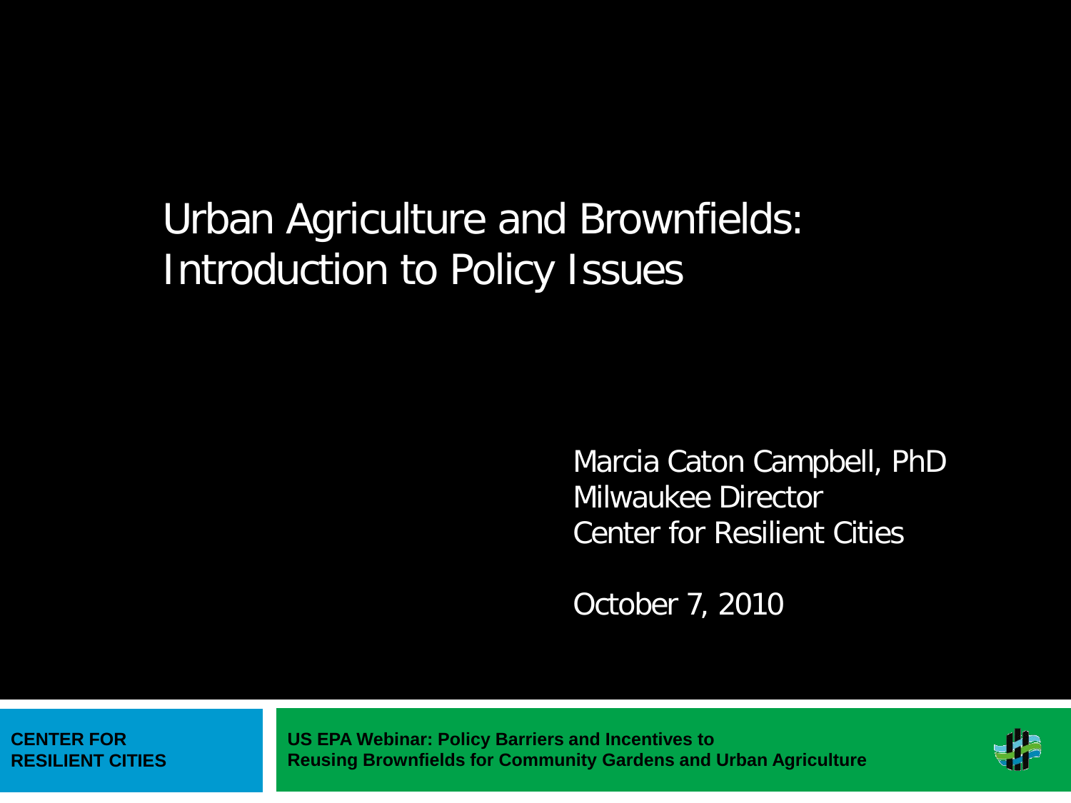# Urban Agriculture and Brownfields: Introduction to Policy Issues

Marcia Caton Campbell, PhD
Milwaukee Director
Center for Resilient Cities

October 7, 2010

**CENTER FOR RESILIENT CITIES**

**US EPA Webinar: Policy Barriers and Incentives to Reusing Brownfields for Community Gardens and Urban Agriculture**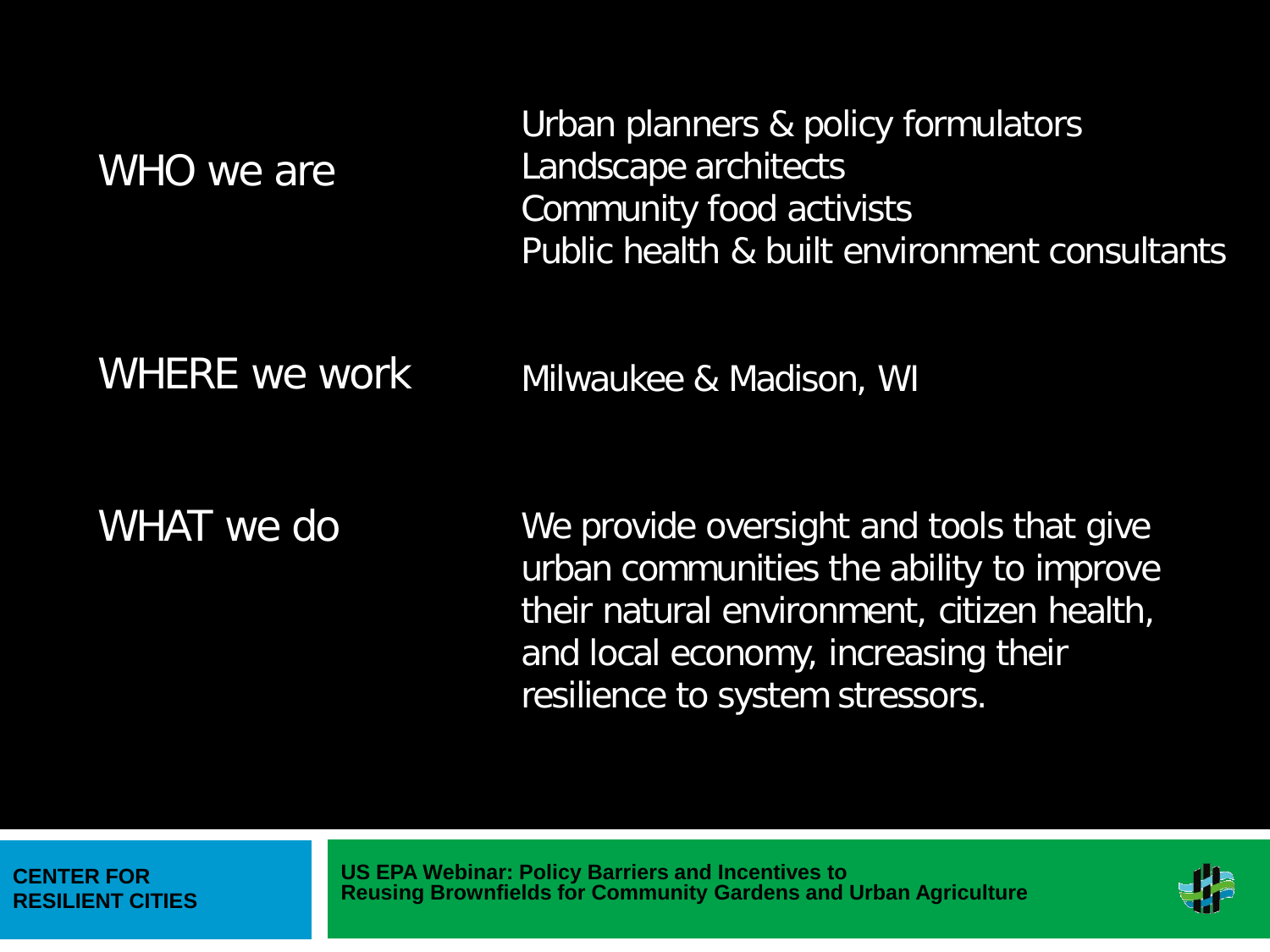**WHO we are**

Urban planners & policy formulators
Landscape architects
Community food activists
Public health & built environment consultants

**WHERE we work**

Milwaukee & Madison, WI

**WHAT we do**

We provide oversight and tools that give urban communities the ability to improve their natural environment, citizen health, and local economy, increasing their resilience to system stressors.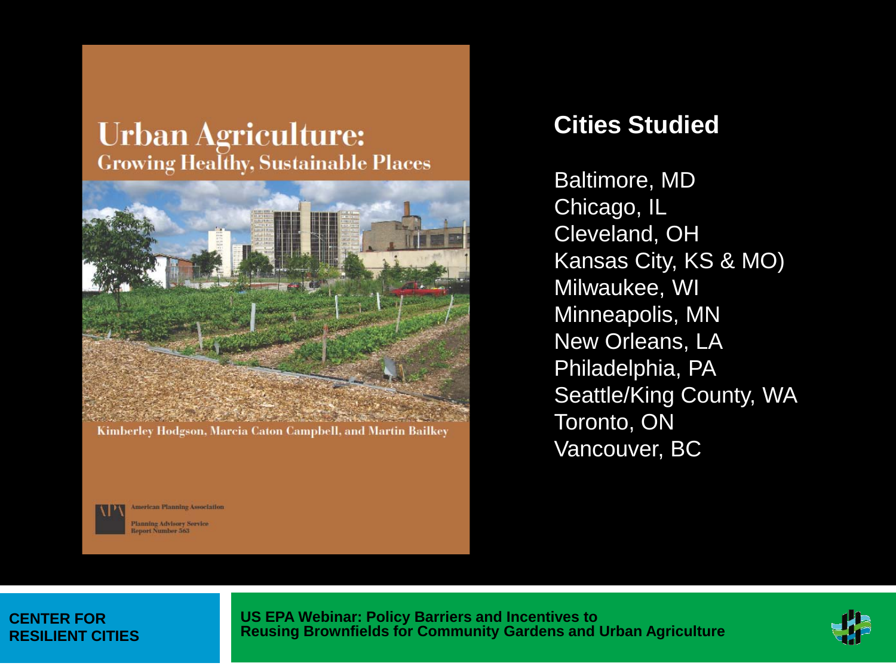# Urban Agriculture:
## Growing Healthy, Sustainable Places

Kimberley Hodgson, Marcia Caton Campbell, and Martin Bailkey

American Planning Association
Planning Advisory Service
Report Number 563

## Cities Studied

Baltimore, MD
Chicago, IL
Cleveland, OH
Kansas City, KS & MO)
Milwaukee, WI
Minneapolis, MN
New Orleans, LA
Philadelphia, PA
Seattle/King County, WA
Toronto, ON
Vancouver, BC

CENTER FOR RESILIENT CITIES

US EPA Webinar: Policy Barriers and Incentives to Reusing Brownfields for Community Gardens and Urban Agriculture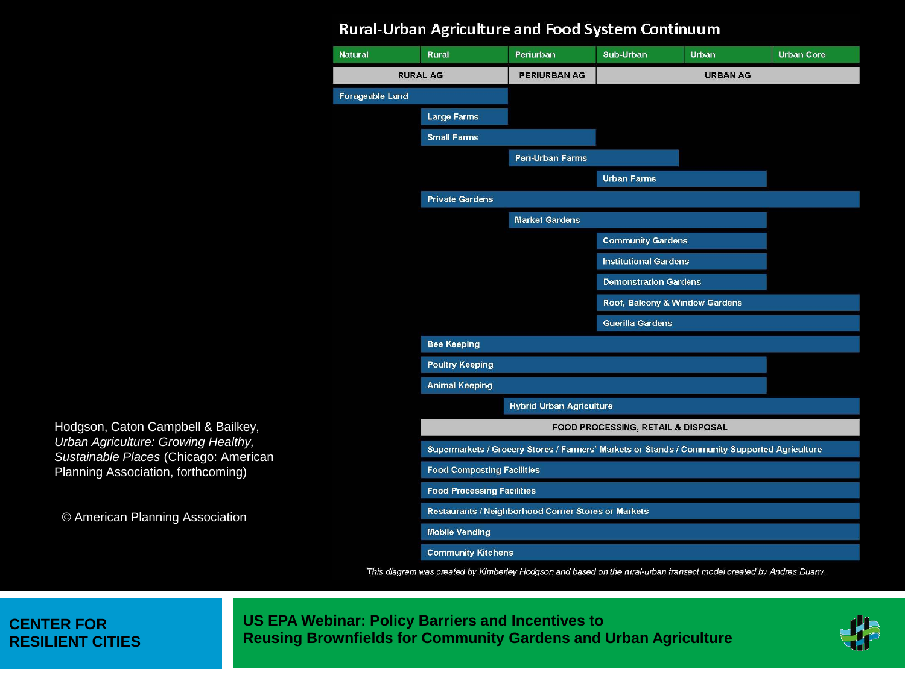# Rural-Urban Agriculture and Food System Continuum

| | Natural | Rural | Periurban | Sub-Urban | Urban | Urban Core |
|---|---|---|---|---|---|---|
| | **RURAL AG** | | **PERIURBAN AG** | **URBAN AG** | | |
| Forageable Land | ● | ● | | | | |
| Large Farms | | ● | | | | |
| Small Farms | | ● | ● | | | |
| Peri-Urban Farms | | | ● | ● | | |
| Urban Farms | | | | ● | ● | |
| Private Gardens | | ● | ● | ● | ● | ● |
| Market Gardens | | | ● | ● | ● | |
| Community Gardens | | | | ● | ● | |
| Institutional Gardens | | | | ● | ● | |
| Demonstration Gardens | | | | ● | ● | |
| Roof, Balcony & Window Gardens | | | | ● | ● | ● |
| Guerilla Gardens | | | | ● | ● | ● |
| Bee Keeping | | ● | ● | ● | ● | ● |
| Poultry Keeping | | ● | ● | ● | ● | |
| Animal Keeping | | ● | ● | ● | ● | |
| Hybrid Urban Agriculture | | | ● | ● | ● | ● |
| **FOOD PROCESSING, RETAIL & DISPOSAL** | | | | | | |
| Supermarkets / Grocery Stores / Farmers' Markets or Stands / Community Supported Agriculture | | ● | ● | ● | ● | ● |
| Food Composting Facilities | | ● | ● | ● | ● | ● |
| Food Processing Facilities | | ● | ● | ● | ● | ● |
| Restaurants / Neighborhood Corner Stores or Markets | | ● | ● | ● | ● | ● |
| Mobile Vending | | ● | ● | ● | ● | ● |
| Community Kitchens | | ● | ● | ● | ● | ● |

*This diagram was created by Kimberley Hodgson and based on the rural-urban transect model created by Andres Duany.*

Hodgson, Caton Campbell & Bailkey, *Urban Agriculture: Growing Healthy, Sustainable Places* (Chicago: American Planning Association, forthcoming)

© American Planning Association

CENTER FOR RESILIENT CITIES

US EPA Webinar: Policy Barriers and Incentives to Reusing Brownfields for Community Gardens and Urban Agriculture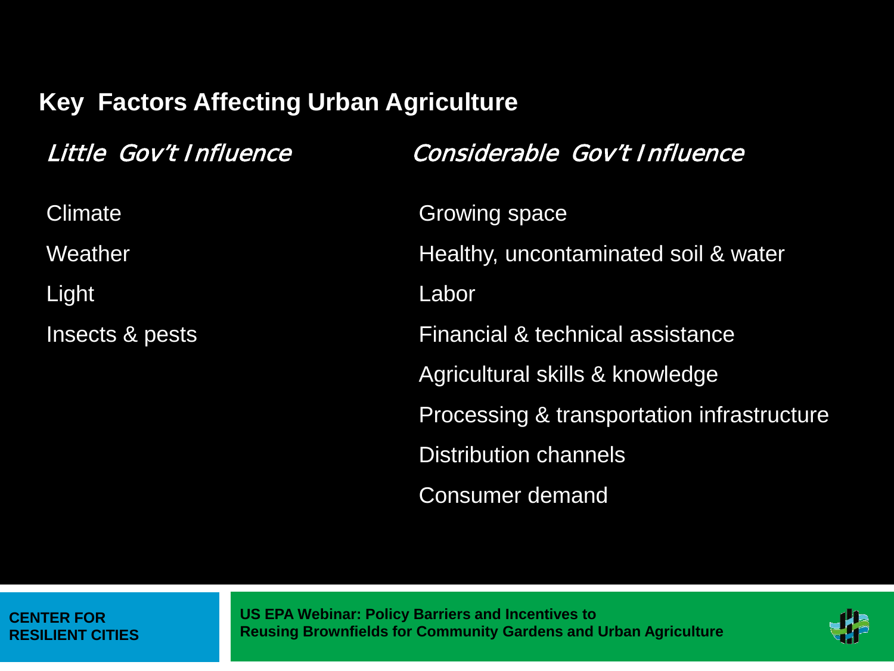## Key Factors Affecting Urban Agriculture

| *Little Gov't Influence* | *Considerable Gov't Influence* |
| --- | --- |
| Climate | Growing space |
| Weather | Healthy, uncontaminated soil & water |
| Light | Labor |
| Insects & pests | Financial & technical assistance |
| | Agricultural skills & knowledge |
| | Processing & transportation infrastructure |
| | Distribution channels |
| | Consumer demand |

**CENTER FOR RESILIENT CITIES**

**US EPA Webinar: Policy Barriers and Incentives to Reusing Brownfields for Community Gardens and Urban Agriculture**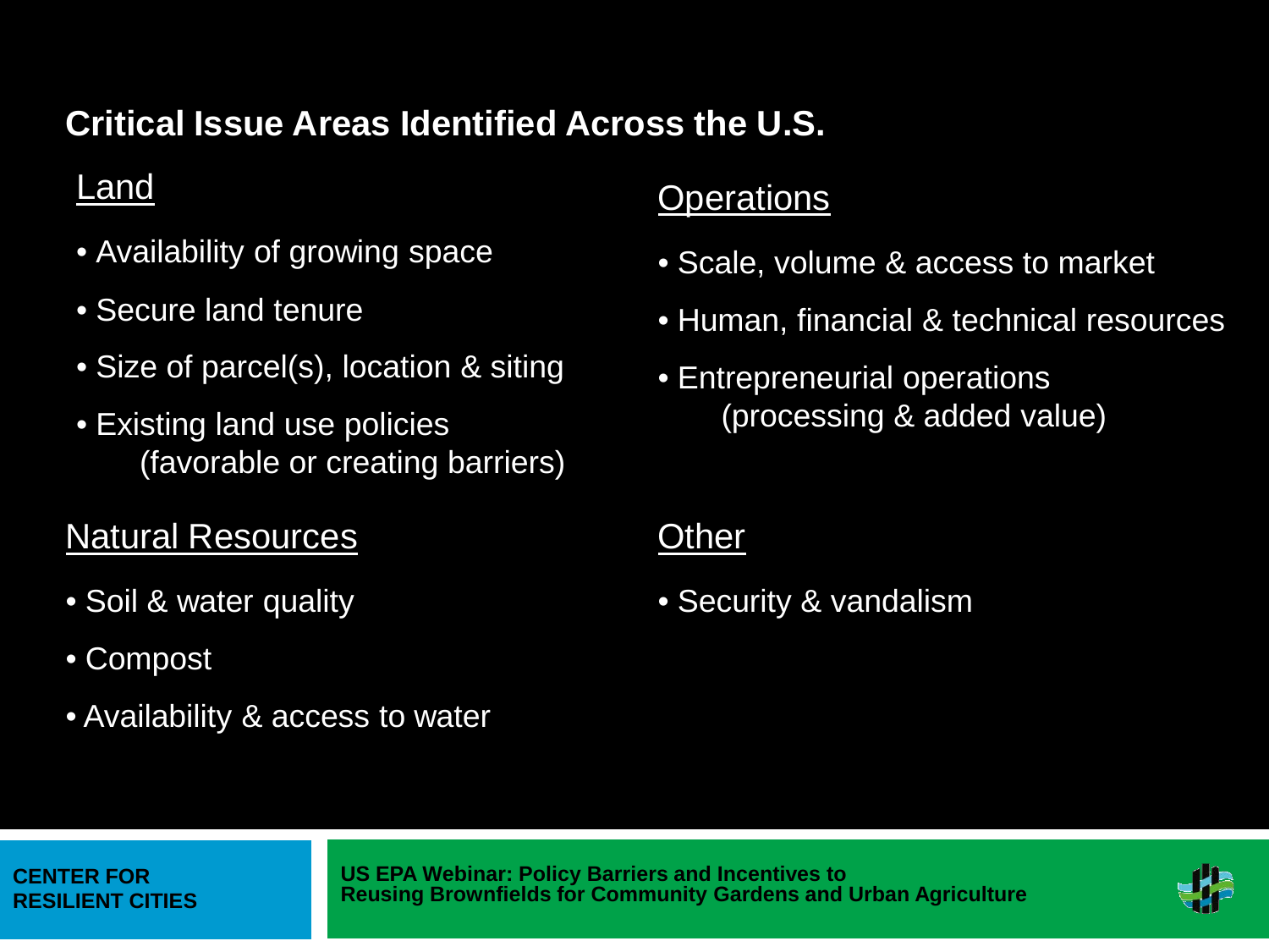## Critical Issue Areas Identified Across the U.S.

### Land

- Availability of growing space
- Secure land tenure
- Size of parcel(s), location & siting
- Existing land use policies (favorable or creating barriers)

### Natural Resources

- Soil & water quality
- Compost
- Availability & access to water

### Operations

- Scale, volume & access to market
- Human, financial & technical resources
- Entrepreneurial operations (processing & added value)

### Other

- Security & vandalism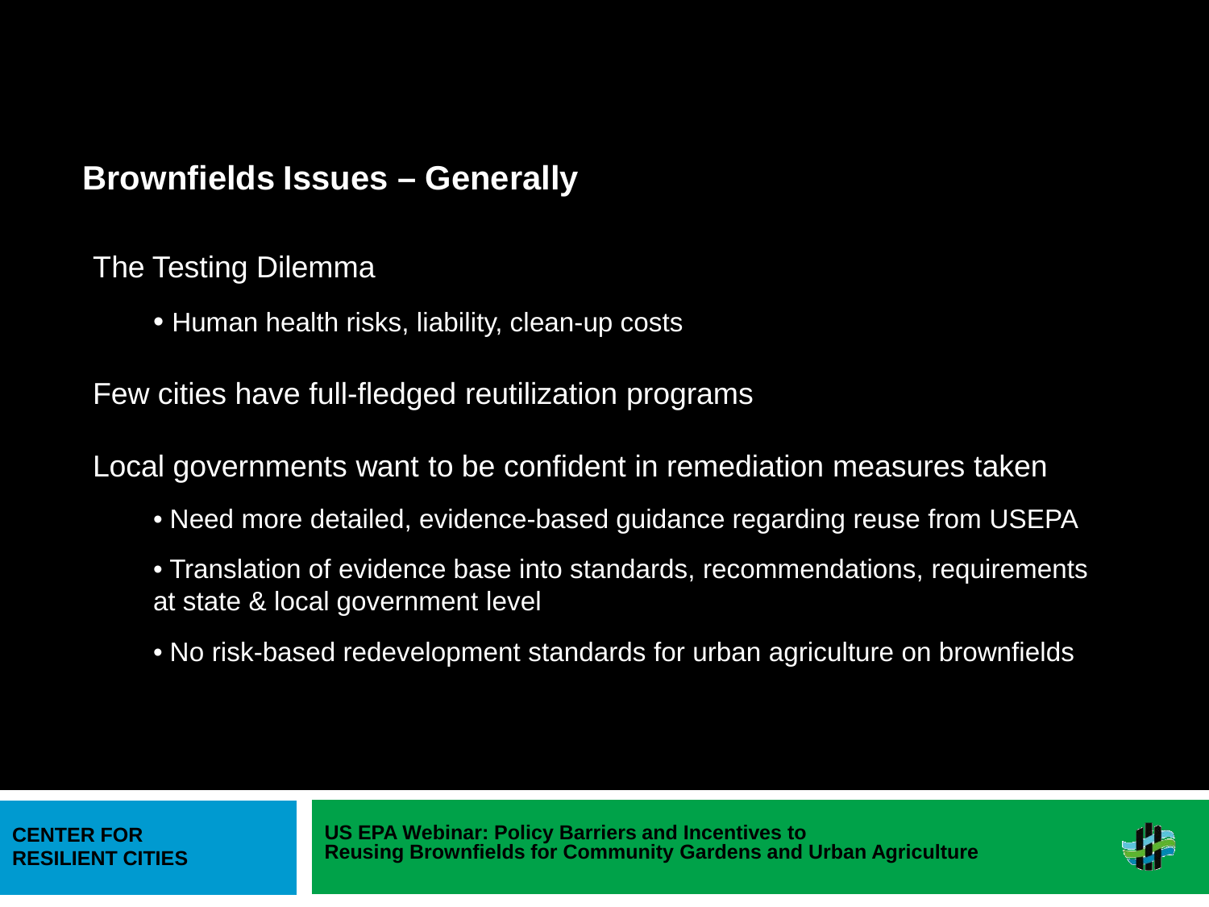## Brownfields Issues – Generally

The Testing Dilemma

- Human health risks, liability, clean-up costs

Few cities have full-fledged reutilization programs

Local governments want to be confident in remediation measures taken

- Need more detailed, evidence-based guidance regarding reuse from USEPA
- Translation of evidence base into standards, recommendations, requirements at state & local government level
- No risk-based redevelopment standards for urban agriculture on brownfields